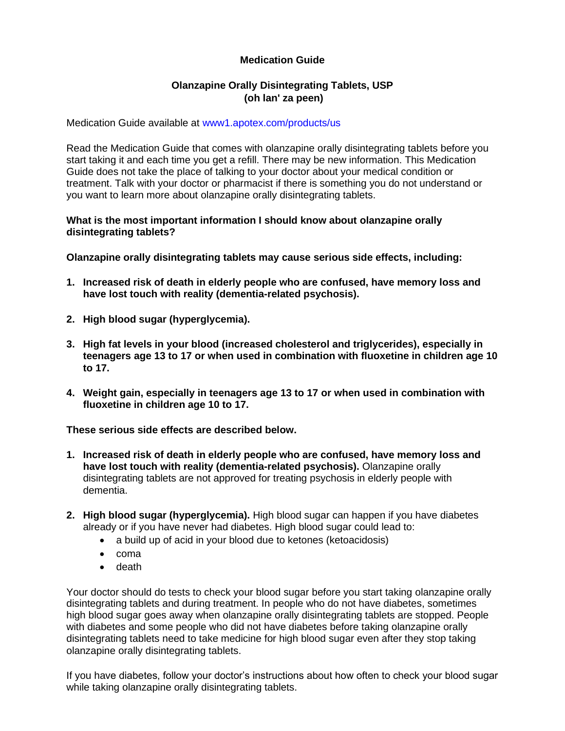# Medication Guide

## Olanzapine Orally Disintegrating Tablets, USP
## (oh lan' za peen)

Medication Guide available at www1.apotex.com/products/us

Read the Medication Guide that comes with olanzapine orally disintegrating tablets before you start taking it and each time you get a refill. There may be new information. This Medication Guide does not take the place of talking to your doctor about your medical condition or treatment. Talk with your doctor or pharmacist if there is something you do not understand or you want to learn more about olanzapine orally disintegrating tablets.

**What is the most important information I should know about olanzapine orally disintegrating tablets?**

**Olanzapine orally disintegrating tablets may cause serious side effects, including:**

1. **Increased risk of death in elderly people who are confused, have memory loss and have lost touch with reality (dementia-related psychosis).**
2. **High blood sugar (hyperglycemia).**
3. **High fat levels in your blood (increased cholesterol and triglycerides), especially in teenagers age 13 to 17 or when used in combination with fluoxetine in children age 10 to 17.**
4. **Weight gain, especially in teenagers age 13 to 17 or when used in combination with fluoxetine in children age 10 to 17.**

**These serious side effects are described below.**

1. **Increased risk of death in elderly people who are confused, have memory loss and have lost touch with reality (dementia-related psychosis).** Olanzapine orally disintegrating tablets are not approved for treating psychosis in elderly people with dementia.
2. **High blood sugar (hyperglycemia).** High blood sugar can happen if you have diabetes already or if you have never had diabetes. High blood sugar could lead to:
   - a build up of acid in your blood due to ketones (ketoacidosis)
   - coma
   - death

Your doctor should do tests to check your blood sugar before you start taking olanzapine orally disintegrating tablets and during treatment. In people who do not have diabetes, sometimes high blood sugar goes away when olanzapine orally disintegrating tablets are stopped. People with diabetes and some people who did not have diabetes before taking olanzapine orally disintegrating tablets need to take medicine for high blood sugar even after they stop taking olanzapine orally disintegrating tablets.

If you have diabetes, follow your doctor's instructions about how often to check your blood sugar while taking olanzapine orally disintegrating tablets.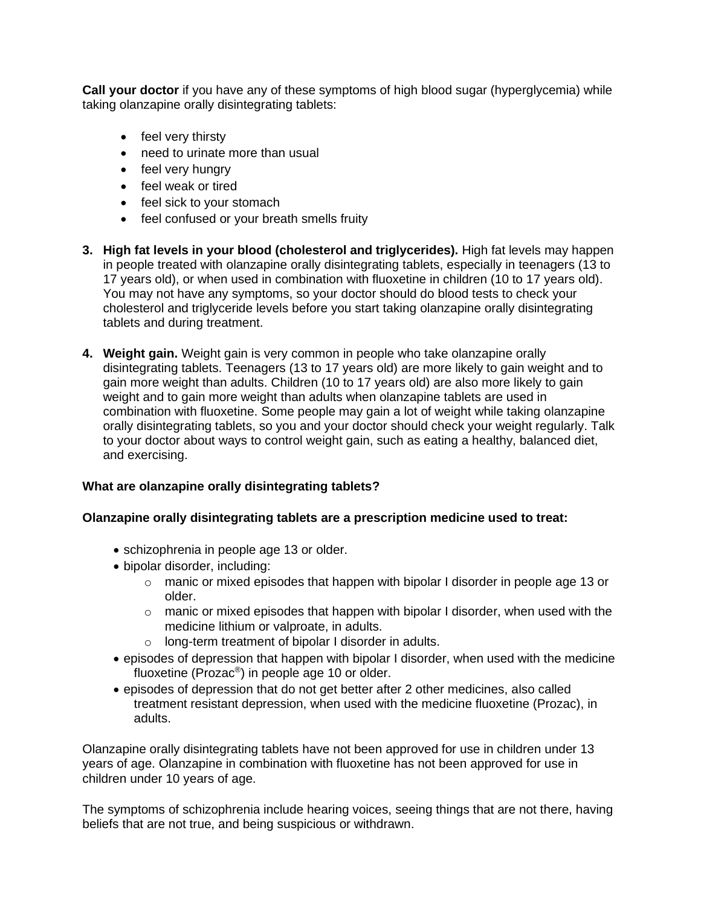**Call your doctor** if you have any of these symptoms of high blood sugar (hyperglycemia) while taking olanzapine orally disintegrating tablets:

- feel very thirsty
- need to urinate more than usual
- feel very hungry
- feel weak or tired
- feel sick to your stomach
- feel confused or your breath smells fruity

3. **High fat levels in your blood (cholesterol and triglycerides).** High fat levels may happen in people treated with olanzapine orally disintegrating tablets, especially in teenagers (13 to 17 years old), or when used in combination with fluoxetine in children (10 to 17 years old). You may not have any symptoms, so your doctor should do blood tests to check your cholesterol and triglyceride levels before you start taking olanzapine orally disintegrating tablets and during treatment.

4. **Weight gain.** Weight gain is very common in people who take olanzapine orally disintegrating tablets. Teenagers (13 to 17 years old) are more likely to gain weight and to gain more weight than adults. Children (10 to 17 years old) are also more likely to gain weight and to gain more weight than adults when olanzapine tablets are used in combination with fluoxetine. Some people may gain a lot of weight while taking olanzapine orally disintegrating tablets, so you and your doctor should check your weight regularly. Talk to your doctor about ways to control weight gain, such as eating a healthy, balanced diet, and exercising.

**What are olanzapine orally disintegrating tablets?**

**Olanzapine orally disintegrating tablets are a prescription medicine used to treat:**

- schizophrenia in people age 13 or older.
- bipolar disorder, including:
  - manic or mixed episodes that happen with bipolar I disorder in people age 13 or older.
  - manic or mixed episodes that happen with bipolar I disorder, when used with the medicine lithium or valproate, in adults.
  - long-term treatment of bipolar I disorder in adults.
- episodes of depression that happen with bipolar I disorder, when used with the medicine fluoxetine (Prozac®) in people age 10 or older.
- episodes of depression that do not get better after 2 other medicines, also called treatment resistant depression, when used with the medicine fluoxetine (Prozac), in adults.

Olanzapine orally disintegrating tablets have not been approved for use in children under 13 years of age. Olanzapine in combination with fluoxetine has not been approved for use in children under 10 years of age.

The symptoms of schizophrenia include hearing voices, seeing things that are not there, having beliefs that are not true, and being suspicious or withdrawn.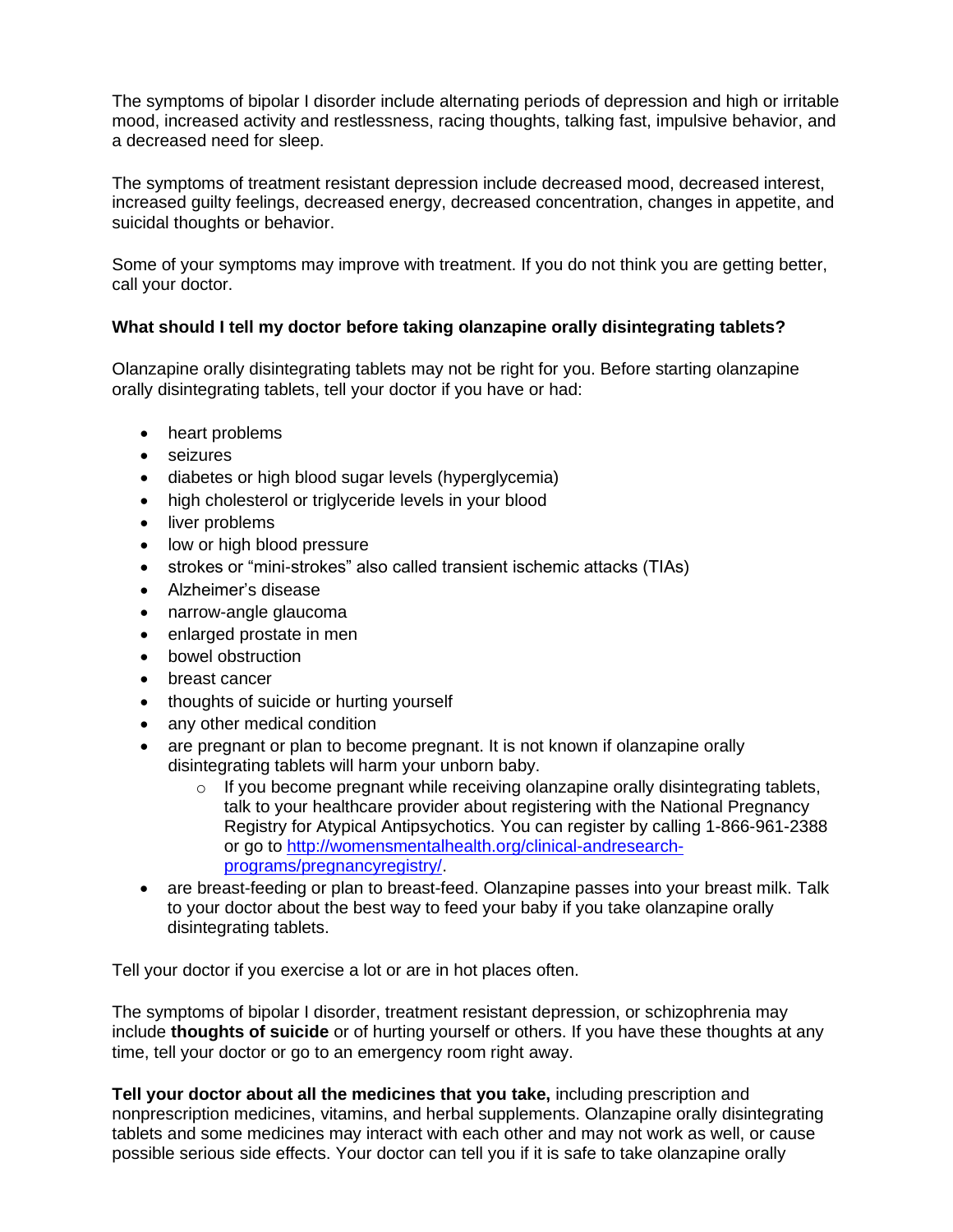The symptoms of bipolar I disorder include alternating periods of depression and high or irritable mood, increased activity and restlessness, racing thoughts, talking fast, impulsive behavior, and a decreased need for sleep.

The symptoms of treatment resistant depression include decreased mood, decreased interest, increased guilty feelings, decreased energy, decreased concentration, changes in appetite, and suicidal thoughts or behavior.

Some of your symptoms may improve with treatment. If you do not think you are getting better, call your doctor.

**What should I tell my doctor before taking olanzapine orally disintegrating tablets?**

Olanzapine orally disintegrating tablets may not be right for you. Before starting olanzapine orally disintegrating tablets, tell your doctor if you have or had:

- heart problems
- seizures
- diabetes or high blood sugar levels (hyperglycemia)
- high cholesterol or triglyceride levels in your blood
- liver problems
- low or high blood pressure
- strokes or "mini-strokes" also called transient ischemic attacks (TIAs)
- Alzheimer's disease
- narrow-angle glaucoma
- enlarged prostate in men
- bowel obstruction
- breast cancer
- thoughts of suicide or hurting yourself
- any other medical condition
- are pregnant or plan to become pregnant. It is not known if olanzapine orally disintegrating tablets will harm your unborn baby.
  - If you become pregnant while receiving olanzapine orally disintegrating tablets, talk to your healthcare provider about registering with the National Pregnancy Registry for Atypical Antipsychotics. You can register by calling 1-866-961-2388 or go to [http://womensmentalhealth.org/clinical-andresearch-programs/pregnancyregistry/](http://womensmentalhealth.org/clinical-andresearch-programs/pregnancyregistry/).
- are breast-feeding or plan to breast-feed. Olanzapine passes into your breast milk. Talk to your doctor about the best way to feed your baby if you take olanzapine orally disintegrating tablets.

Tell your doctor if you exercise a lot or are in hot places often.

The symptoms of bipolar I disorder, treatment resistant depression, or schizophrenia may include **thoughts of suicide** or of hurting yourself or others. If you have these thoughts at any time, tell your doctor or go to an emergency room right away.

**Tell your doctor about all the medicines that you take,** including prescription and nonprescription medicines, vitamins, and herbal supplements. Olanzapine orally disintegrating tablets and some medicines may interact with each other and may not work as well, or cause possible serious side effects. Your doctor can tell you if it is safe to take olanzapine orally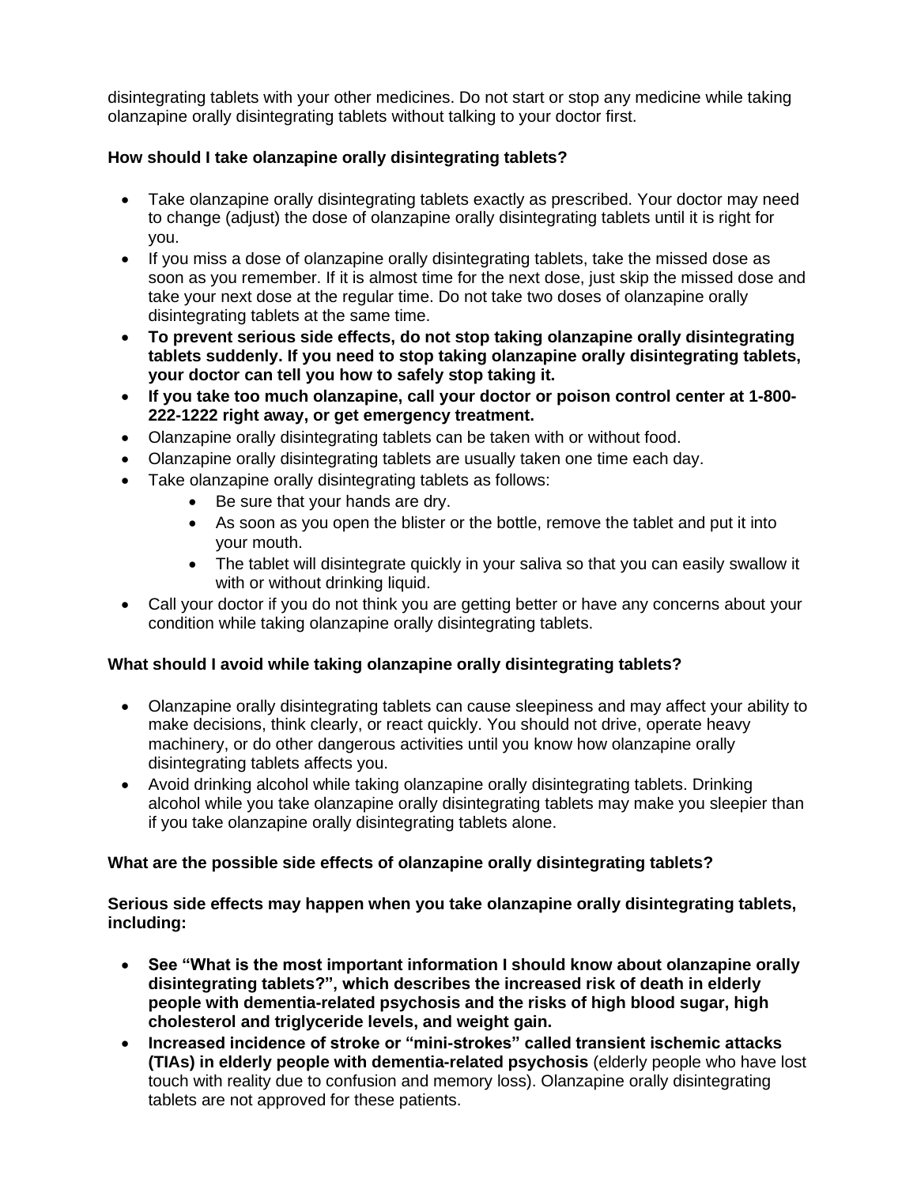disintegrating tablets with your other medicines. Do not start or stop any medicine while taking olanzapine orally disintegrating tablets without talking to your doctor first.

**How should I take olanzapine orally disintegrating tablets?**

- Take olanzapine orally disintegrating tablets exactly as prescribed. Your doctor may need to change (adjust) the dose of olanzapine orally disintegrating tablets until it is right for you.
- If you miss a dose of olanzapine orally disintegrating tablets, take the missed dose as soon as you remember. If it is almost time for the next dose, just skip the missed dose and take your next dose at the regular time. Do not take two doses of olanzapine orally disintegrating tablets at the same time.
- **To prevent serious side effects, do not stop taking olanzapine orally disintegrating tablets suddenly. If you need to stop taking olanzapine orally disintegrating tablets, your doctor can tell you how to safely stop taking it.**
- **If you take too much olanzapine, call your doctor or poison control center at 1-800-222-1222 right away, or get emergency treatment.**
- Olanzapine orally disintegrating tablets can be taken with or without food.
- Olanzapine orally disintegrating tablets are usually taken one time each day.
- Take olanzapine orally disintegrating tablets as follows:
  - Be sure that your hands are dry.
  - As soon as you open the blister or the bottle, remove the tablet and put it into your mouth.
  - The tablet will disintegrate quickly in your saliva so that you can easily swallow it with or without drinking liquid.
- Call your doctor if you do not think you are getting better or have any concerns about your condition while taking olanzapine orally disintegrating tablets.

**What should I avoid while taking olanzapine orally disintegrating tablets?**

- Olanzapine orally disintegrating tablets can cause sleepiness and may affect your ability to make decisions, think clearly, or react quickly. You should not drive, operate heavy machinery, or do other dangerous activities until you know how olanzapine orally disintegrating tablets affects you.
- Avoid drinking alcohol while taking olanzapine orally disintegrating tablets. Drinking alcohol while you take olanzapine orally disintegrating tablets may make you sleepier than if you take olanzapine orally disintegrating tablets alone.

**What are the possible side effects of olanzapine orally disintegrating tablets?**

**Serious side effects may happen when you take olanzapine orally disintegrating tablets, including:**

- **See "What is the most important information I should know about olanzapine orally disintegrating tablets?", which describes the increased risk of death in elderly people with dementia-related psychosis and the risks of high blood sugar, high cholesterol and triglyceride levels, and weight gain.**
- **Increased incidence of stroke or "mini-strokes" called transient ischemic attacks (TIAs) in elderly people with dementia-related psychosis** (elderly people who have lost touch with reality due to confusion and memory loss). Olanzapine orally disintegrating tablets are not approved for these patients.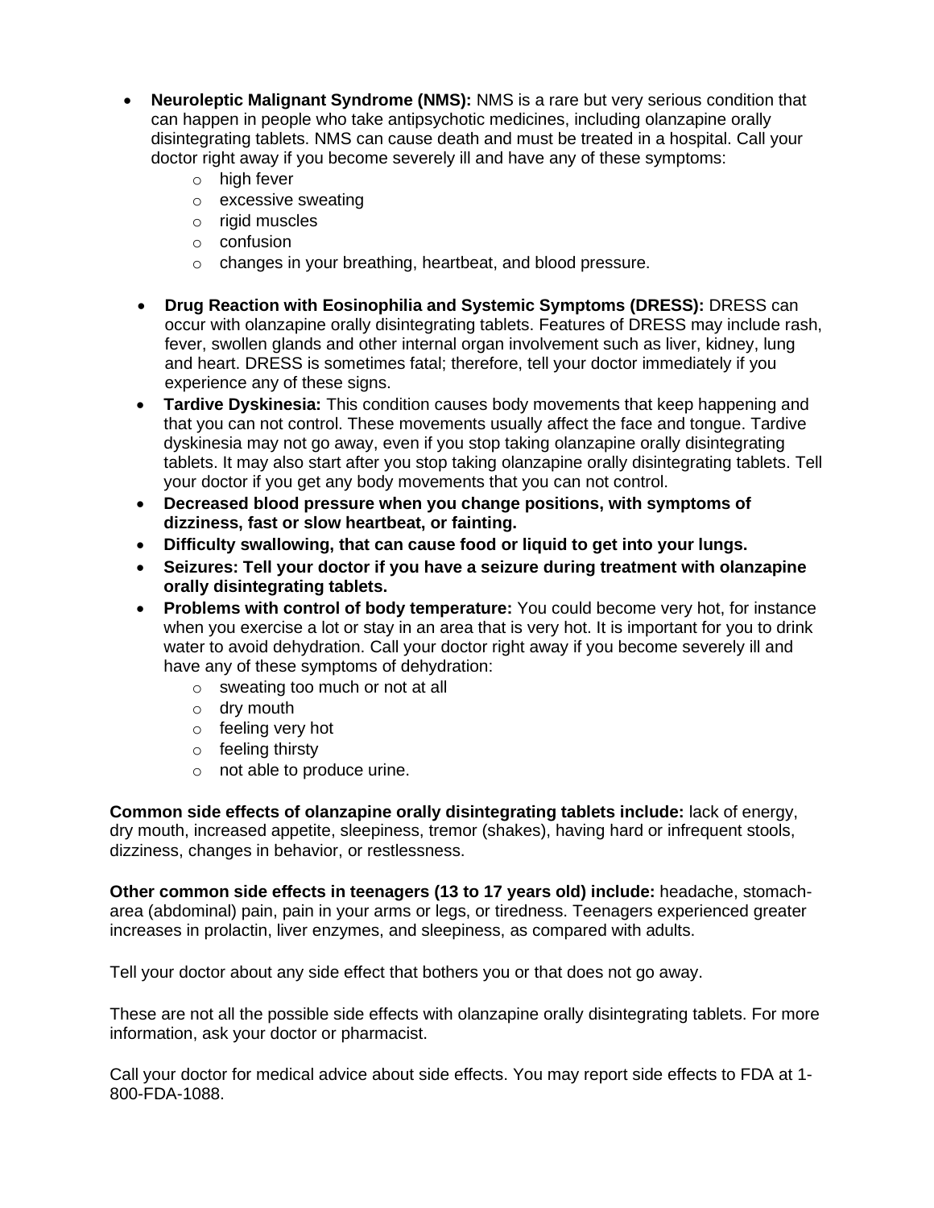- **Neuroleptic Malignant Syndrome (NMS):** NMS is a rare but very serious condition that can happen in people who take antipsychotic medicines, including olanzapine orally disintegrating tablets. NMS can cause death and must be treated in a hospital. Call your doctor right away if you become severely ill and have any of these symptoms:
  - high fever
  - excessive sweating
  - rigid muscles
  - confusion
  - changes in your breathing, heartbeat, and blood pressure.
- **Drug Reaction with Eosinophilia and Systemic Symptoms (DRESS):** DRESS can occur with olanzapine orally disintegrating tablets. Features of DRESS may include rash, fever, swollen glands and other internal organ involvement such as liver, kidney, lung and heart. DRESS is sometimes fatal; therefore, tell your doctor immediately if you experience any of these signs.
- **Tardive Dyskinesia:** This condition causes body movements that keep happening and that you can not control. These movements usually affect the face and tongue. Tardive dyskinesia may not go away, even if you stop taking olanzapine orally disintegrating tablets. It may also start after you stop taking olanzapine orally disintegrating tablets. Tell your doctor if you get any body movements that you can not control.
- **Decreased blood pressure when you change positions, with symptoms of dizziness, fast or slow heartbeat, or fainting.**
- **Difficulty swallowing, that can cause food or liquid to get into your lungs.**
- **Seizures: Tell your doctor if you have a seizure during treatment with olanzapine orally disintegrating tablets.**
- **Problems with control of body temperature:** You could become very hot, for instance when you exercise a lot or stay in an area that is very hot. It is important for you to drink water to avoid dehydration. Call your doctor right away if you become severely ill and have any of these symptoms of dehydration:
  - sweating too much or not at all
  - dry mouth
  - feeling very hot
  - feeling thirsty
  - not able to produce urine.

**Common side effects of olanzapine orally disintegrating tablets include:** lack of energy, dry mouth, increased appetite, sleepiness, tremor (shakes), having hard or infrequent stools, dizziness, changes in behavior, or restlessness.

**Other common side effects in teenagers (13 to 17 years old) include:** headache, stomach-area (abdominal) pain, pain in your arms or legs, or tiredness. Teenagers experienced greater increases in prolactin, liver enzymes, and sleepiness, as compared with adults.

Tell your doctor about any side effect that bothers you or that does not go away.

These are not all the possible side effects with olanzapine orally disintegrating tablets. For more information, ask your doctor or pharmacist.

Call your doctor for medical advice about side effects. You may report side effects to FDA at 1-800-FDA-1088.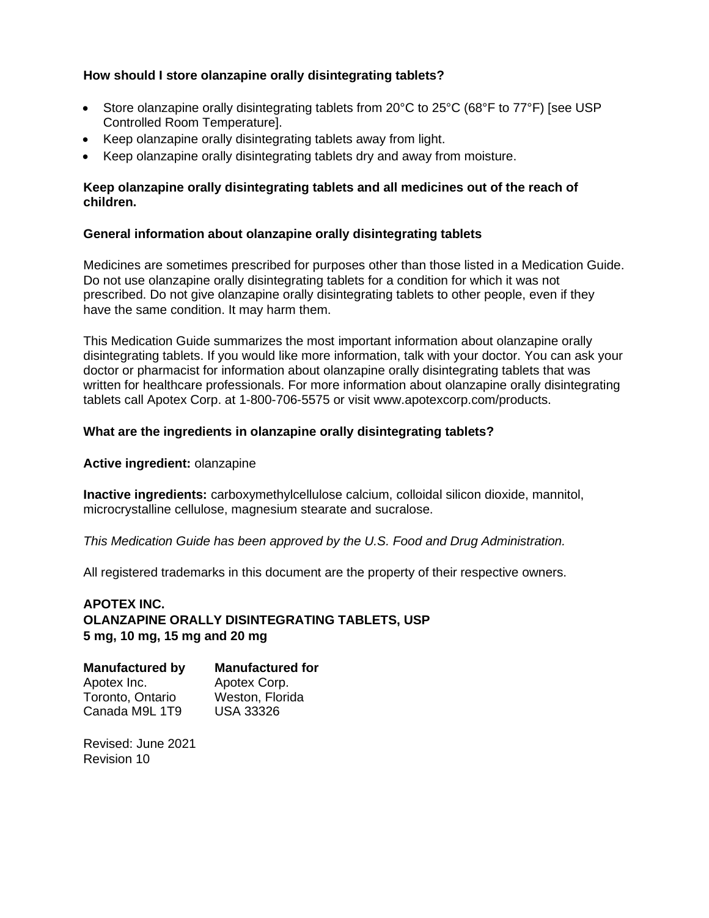**How should I store olanzapine orally disintegrating tablets?**

- Store olanzapine orally disintegrating tablets from 20°C to 25°C (68°F to 77°F) [see USP Controlled Room Temperature].
- Keep olanzapine orally disintegrating tablets away from light.
- Keep olanzapine orally disintegrating tablets dry and away from moisture.

**Keep olanzapine orally disintegrating tablets and all medicines out of the reach of children.**

**General information about olanzapine orally disintegrating tablets**

Medicines are sometimes prescribed for purposes other than those listed in a Medication Guide. Do not use olanzapine orally disintegrating tablets for a condition for which it was not prescribed. Do not give olanzapine orally disintegrating tablets to other people, even if they have the same condition. It may harm them.

This Medication Guide summarizes the most important information about olanzapine orally disintegrating tablets. If you would like more information, talk with your doctor. You can ask your doctor or pharmacist for information about olanzapine orally disintegrating tablets that was written for healthcare professionals. For more information about olanzapine orally disintegrating tablets call Apotex Corp. at 1-800-706-5575 or visit www.apotexcorp.com/products.

**What are the ingredients in olanzapine orally disintegrating tablets?**

**Active ingredient:** olanzapine

**Inactive ingredients:** carboxymethylcellulose calcium, colloidal silicon dioxide, mannitol, microcrystalline cellulose, magnesium stearate and sucralose.

*This Medication Guide has been approved by the U.S. Food and Drug Administration.*

All registered trademarks in this document are the property of their respective owners.

**APOTEX INC.**
**OLANZAPINE ORALLY DISINTEGRATING TABLETS, USP**
**5 mg, 10 mg, 15 mg and 20 mg**

| **Manufactured by** | **Manufactured for** |
|---|---|
| Apotex Inc. | Apotex Corp. |
| Toronto, Ontario | Weston, Florida |
| Canada M9L 1T9 | USA 33326 |

Revised: June 2021
Revision 10